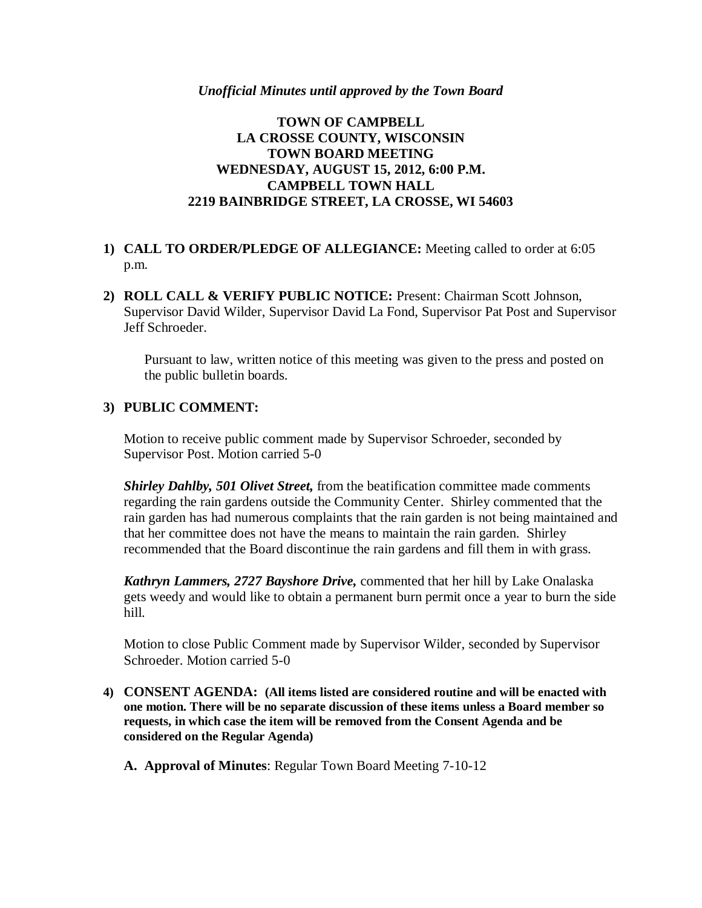*Unofficial Minutes until approved by the Town Board*

**TOWN OF CAMPBELL**
**LA CROSSE COUNTY, WISCONSIN**
**TOWN BOARD MEETING**
**WEDNESDAY, AUGUST 15, 2012, 6:00 P.M.**
**CAMPBELL TOWN HALL**
**2219 BAINBRIDGE STREET, LA CROSSE, WI 54603**

1) **CALL TO ORDER/PLEDGE OF ALLEGIANCE:** Meeting called to order at 6:05 p.m.

2) **ROLL CALL & VERIFY PUBLIC NOTICE:** Present: Chairman Scott Johnson, Supervisor David Wilder, Supervisor David La Fond, Supervisor Pat Post and Supervisor Jeff Schroeder.

   Pursuant to law, written notice of this meeting was given to the press and posted on the public bulletin boards.

3) **PUBLIC COMMENT:**

   Motion to receive public comment made by Supervisor Schroeder, seconded by Supervisor Post. Motion carried 5-0

   ***Shirley Dahlby, 501 Olivet Street,*** from the beatification committee made comments regarding the rain gardens outside the Community Center. Shirley commented that the rain garden has had numerous complaints that the rain garden is not being maintained and that her committee does not have the means to maintain the rain garden. Shirley recommended that the Board discontinue the rain gardens and fill them in with grass.

   ***Kathryn Lammers, 2727 Bayshore Drive,*** commented that her hill by Lake Onalaska gets weedy and would like to obtain a permanent burn permit once a year to burn the side hill.

   Motion to close Public Comment made by Supervisor Wilder, seconded by Supervisor Schroeder. Motion carried 5-0

4) **CONSENT AGENDA: (All items listed are considered routine and will be enacted with one motion. There will be no separate discussion of these items unless a Board member so requests, in which case the item will be removed from the Consent Agenda and be considered on the Regular Agenda)**

   **A. Approval of Minutes**: Regular Town Board Meeting 7-10-12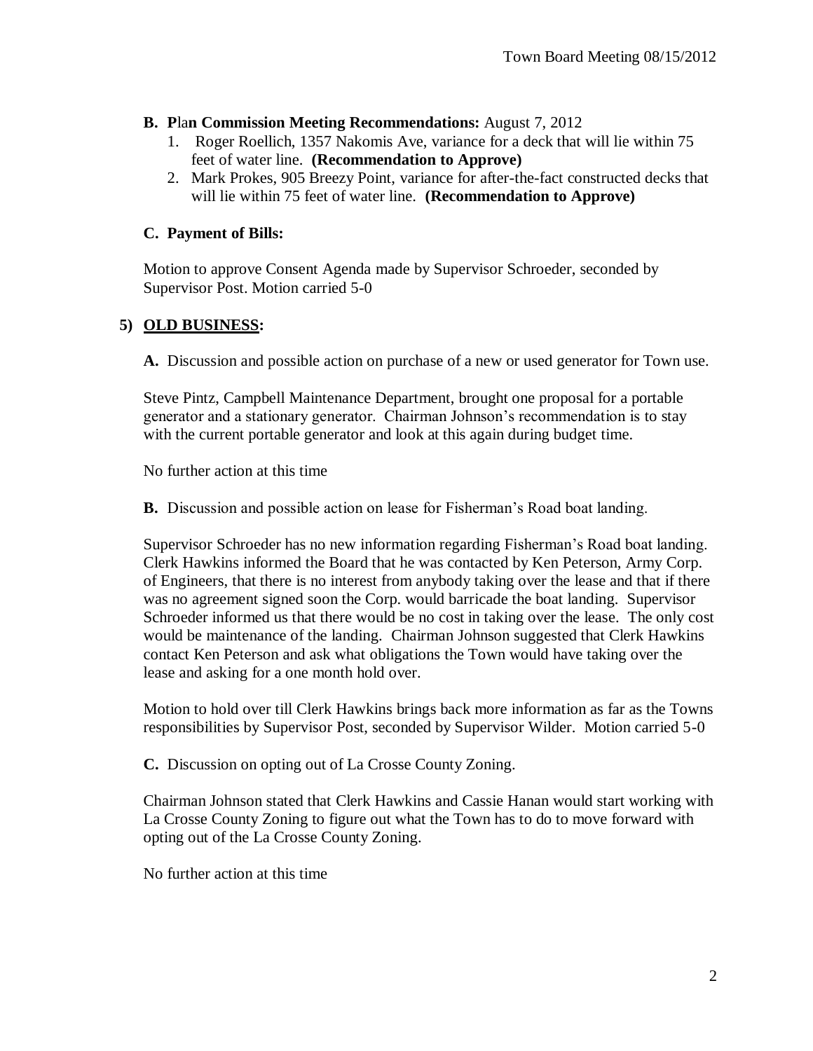**B. Plan Commission Meeting Recommendations:** August 7, 2012

1. Roger Roellich, 1357 Nakomis Ave, variance for a deck that will lie within 75 feet of water line. **(Recommendation to Approve)**
2. Mark Prokes, 905 Breezy Point, variance for after-the-fact constructed decks that will lie within 75 feet of water line. **(Recommendation to Approve)**

**C. Payment of Bills:**

Motion to approve Consent Agenda made by Supervisor Schroeder, seconded by Supervisor Post. Motion carried 5-0

## 5) OLD BUSINESS:

**A.** Discussion and possible action on purchase of a new or used generator for Town use.

Steve Pintz, Campbell Maintenance Department, brought one proposal for a portable generator and a stationary generator. Chairman Johnson's recommendation is to stay with the current portable generator and look at this again during budget time.

No further action at this time

**B.** Discussion and possible action on lease for Fisherman's Road boat landing.

Supervisor Schroeder has no new information regarding Fisherman's Road boat landing. Clerk Hawkins informed the Board that he was contacted by Ken Peterson, Army Corp. of Engineers, that there is no interest from anybody taking over the lease and that if there was no agreement signed soon the Corp. would barricade the boat landing. Supervisor Schroeder informed us that there would be no cost in taking over the lease. The only cost would be maintenance of the landing. Chairman Johnson suggested that Clerk Hawkins contact Ken Peterson and ask what obligations the Town would have taking over the lease and asking for a one month hold over.

Motion to hold over till Clerk Hawkins brings back more information as far as the Towns responsibilities by Supervisor Post, seconded by Supervisor Wilder. Motion carried 5-0

**C.** Discussion on opting out of La Crosse County Zoning.

Chairman Johnson stated that Clerk Hawkins and Cassie Hanan would start working with La Crosse County Zoning to figure out what the Town has to do to move forward with opting out of the La Crosse County Zoning.

No further action at this time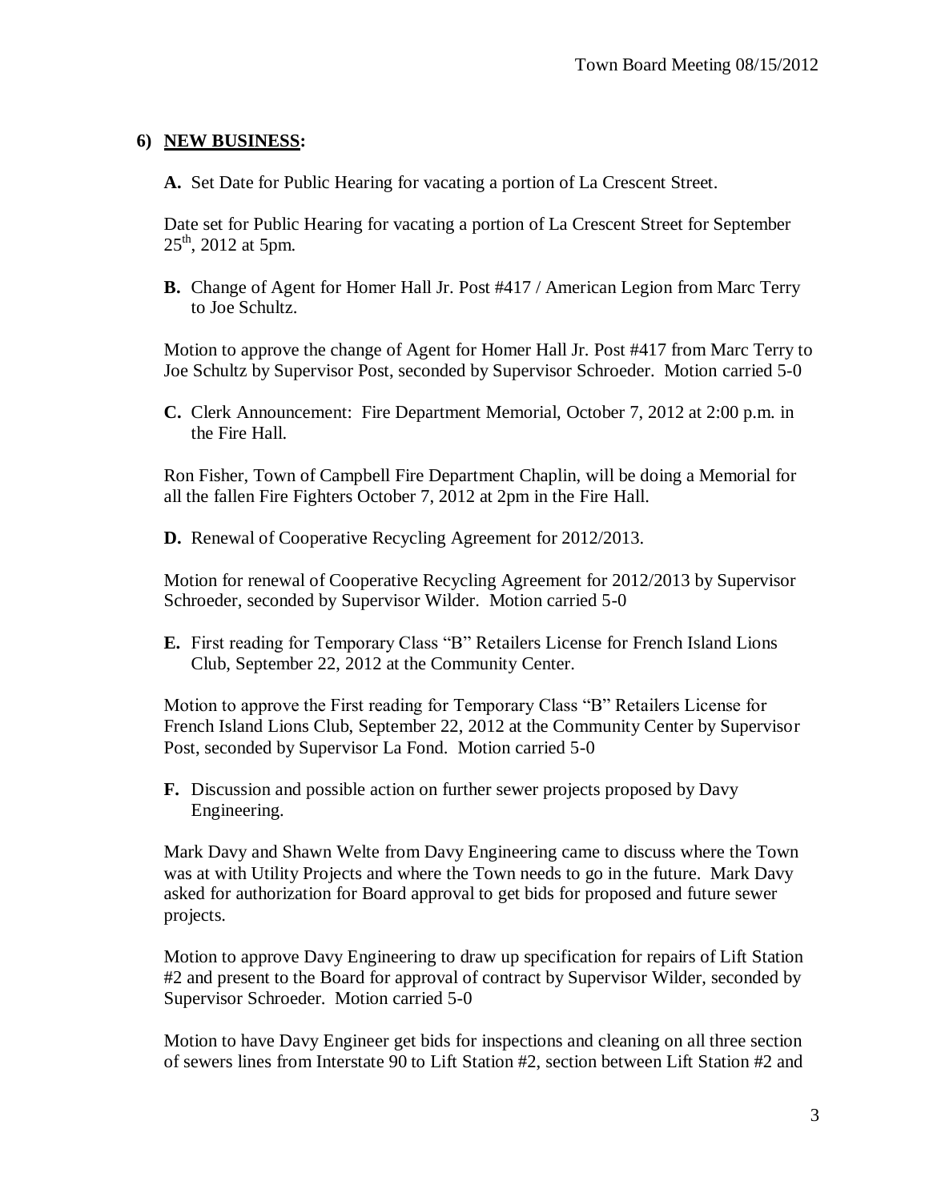## 6) **NEW BUSINESS:**

**A.** Set Date for Public Hearing for vacating a portion of La Crescent Street.

Date set for Public Hearing for vacating a portion of La Crescent Street for September 25th, 2012 at 5pm.

**B.** Change of Agent for Homer Hall Jr. Post #417 / American Legion from Marc Terry to Joe Schultz.

Motion to approve the change of Agent for Homer Hall Jr. Post #417 from Marc Terry to Joe Schultz by Supervisor Post, seconded by Supervisor Schroeder. Motion carried 5-0

**C.** Clerk Announcement: Fire Department Memorial, October 7, 2012 at 2:00 p.m. in the Fire Hall.

Ron Fisher, Town of Campbell Fire Department Chaplin, will be doing a Memorial for all the fallen Fire Fighters October 7, 2012 at 2pm in the Fire Hall.

**D.** Renewal of Cooperative Recycling Agreement for 2012/2013.

Motion for renewal of Cooperative Recycling Agreement for 2012/2013 by Supervisor Schroeder, seconded by Supervisor Wilder. Motion carried 5-0

**E.** First reading for Temporary Class "B" Retailers License for French Island Lions Club, September 22, 2012 at the Community Center.

Motion to approve the First reading for Temporary Class "B" Retailers License for French Island Lions Club, September 22, 2012 at the Community Center by Supervisor Post, seconded by Supervisor La Fond. Motion carried 5-0

**F.** Discussion and possible action on further sewer projects proposed by Davy Engineering.

Mark Davy and Shawn Welte from Davy Engineering came to discuss where the Town was at with Utility Projects and where the Town needs to go in the future. Mark Davy asked for authorization for Board approval to get bids for proposed and future sewer projects.

Motion to approve Davy Engineering to draw up specification for repairs of Lift Station #2 and present to the Board for approval of contract by Supervisor Wilder, seconded by Supervisor Schroeder. Motion carried 5-0

Motion to have Davy Engineer get bids for inspections and cleaning on all three section of sewers lines from Interstate 90 to Lift Station #2, section between Lift Station #2 and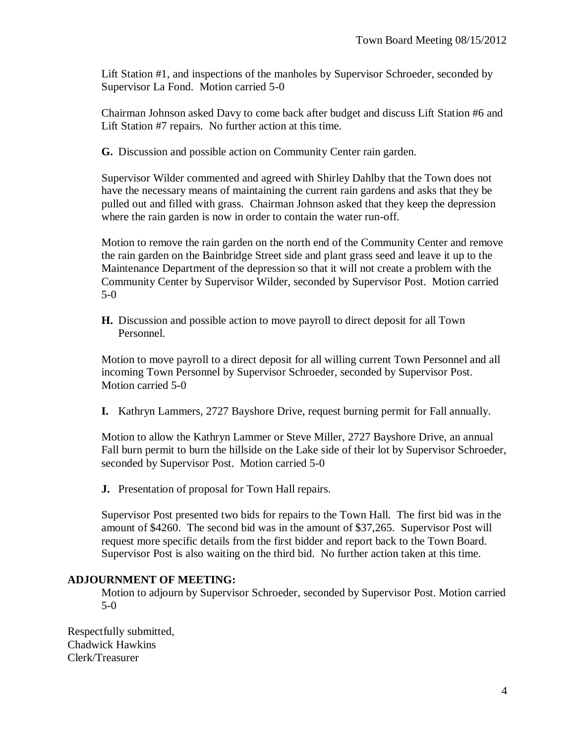Lift Station #1, and inspections of the manholes by Supervisor Schroeder, seconded by Supervisor La Fond. Motion carried 5-0

Chairman Johnson asked Davy to come back after budget and discuss Lift Station #6 and Lift Station #7 repairs. No further action at this time.

**G.** Discussion and possible action on Community Center rain garden.

Supervisor Wilder commented and agreed with Shirley Dahlby that the Town does not have the necessary means of maintaining the current rain gardens and asks that they be pulled out and filled with grass. Chairman Johnson asked that they keep the depression where the rain garden is now in order to contain the water run-off.

Motion to remove the rain garden on the north end of the Community Center and remove the rain garden on the Bainbridge Street side and plant grass seed and leave it up to the Maintenance Department of the depression so that it will not create a problem with the Community Center by Supervisor Wilder, seconded by Supervisor Post. Motion carried 5-0

**H.** Discussion and possible action to move payroll to direct deposit for all Town Personnel.

Motion to move payroll to a direct deposit for all willing current Town Personnel and all incoming Town Personnel by Supervisor Schroeder, seconded by Supervisor Post. Motion carried 5-0

**I.** Kathryn Lammers, 2727 Bayshore Drive, request burning permit for Fall annually.

Motion to allow the Kathryn Lammer or Steve Miller, 2727 Bayshore Drive, an annual Fall burn permit to burn the hillside on the Lake side of their lot by Supervisor Schroeder, seconded by Supervisor Post. Motion carried 5-0

**J.** Presentation of proposal for Town Hall repairs.

Supervisor Post presented two bids for repairs to the Town Hall. The first bid was in the amount of $4260. The second bid was in the amount of $37,265. Supervisor Post will request more specific details from the first bidder and report back to the Town Board. Supervisor Post is also waiting on the third bid. No further action taken at this time.

**ADJOURNMENT OF MEETING:**

Motion to adjourn by Supervisor Schroeder, seconded by Supervisor Post. Motion carried 5-0

Respectfully submitted,
Chadwick Hawkins
Clerk/Treasurer